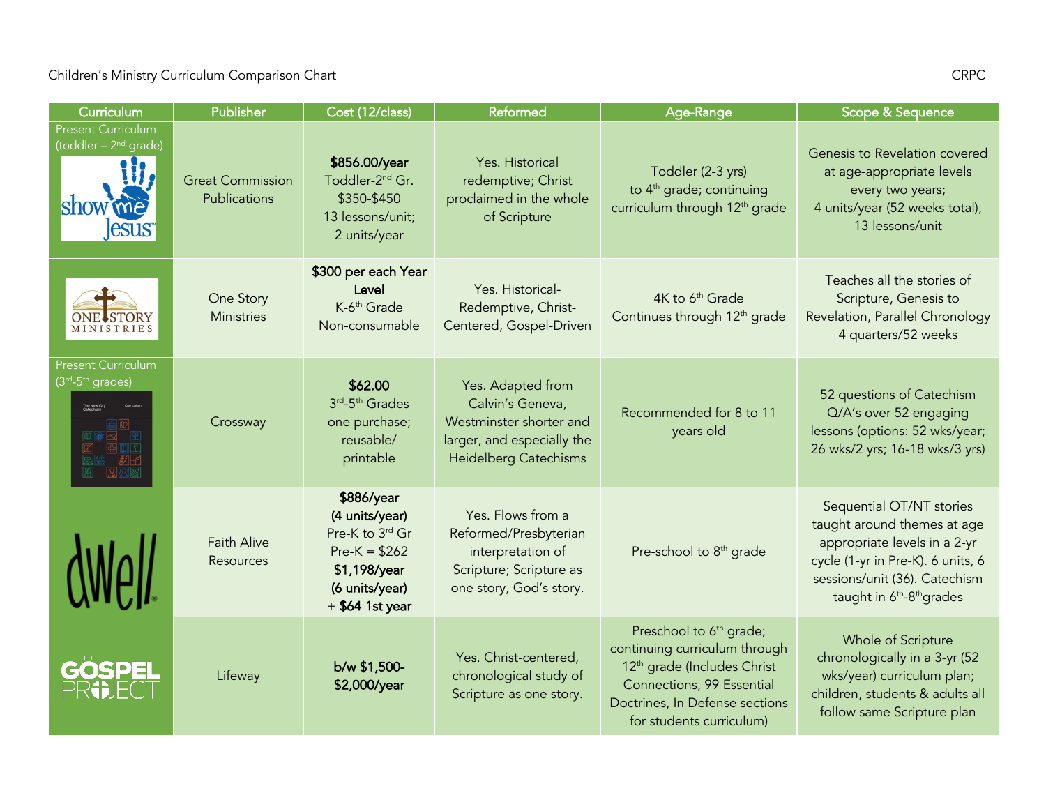Children's Ministry Curriculum Comparison Chart CRPC

| Curriculum | Publisher | Cost (12/class) | Reformed | Age-Range | Scope & Sequence |
|---|---|---|---|---|---|
| Present Curriculum (toddler – 2nd grade) show me Jesus | Great Commission Publications | **$856.00/year** Toddler-2nd Gr. $350-$450 13 lessons/unit; 2 units/year | Yes. Historical redemptive; Christ proclaimed in the whole of Scripture | Toddler (2-3 yrs) to 4th grade; continuing curriculum through 12th grade | Genesis to Revelation covered at age-appropriate levels every two years; 4 units/year (52 weeks total), 13 lessons/unit |
| One Story Ministries | One Story Ministries | **$300 per each Year Level** K-6th Grade Non-consumable | Yes. Historical-Redemptive, Christ-Centered, Gospel-Driven | 4K to 6th Grade Continues through 12th grade | Teaches all the stories of Scripture, Genesis to Revelation, Parallel Chronology 4 quarters/52 weeks |
| Present Curriculum (3rd-5th grades) The New City Catechism Curriculum | Crossway | **$62.00** 3rd-5th Grades one purchase; reusable/ printable | Yes. Adapted from Calvin's Geneva, Westminster shorter and larger, and especially the Heidelberg Catechisms | Recommended for 8 to 11 years old | 52 questions of Catechism Q/A's over 52 engaging lessons (options: 52 wks/year; 26 wks/2 yrs; 16-18 wks/3 yrs) |
| dwell | Faith Alive Resources | **$886/year (4 units/year)** Pre-K to 3rd Gr Pre-K = $262 **$1,198/year (6 units/year)** + **$64 1st year** | Yes. Flows from a Reformed/Presbyterian interpretation of Scripture; Scripture as one story, God's story. | Pre-school to 8th grade | Sequential OT/NT stories taught around themes at age appropriate levels in a 2-yr cycle (1-yr in Pre-K). 6 units, 6 sessions/unit (36). Catechism taught in 6th-8th grades |
| The Gospel Project | Lifeway | **b/w $1,500-$2,000/year** | Yes. Christ-centered, chronological study of Scripture as one story. | Preschool to 6th grade; continuing curriculum through 12th grade (Includes Christ Connections, 99 Essential Doctrines, In Defense sections for students curriculum) | Whole of Scripture chronologically in a 3-yr (52 wks/year) curriculum plan; children, students & adults all follow same Scripture plan |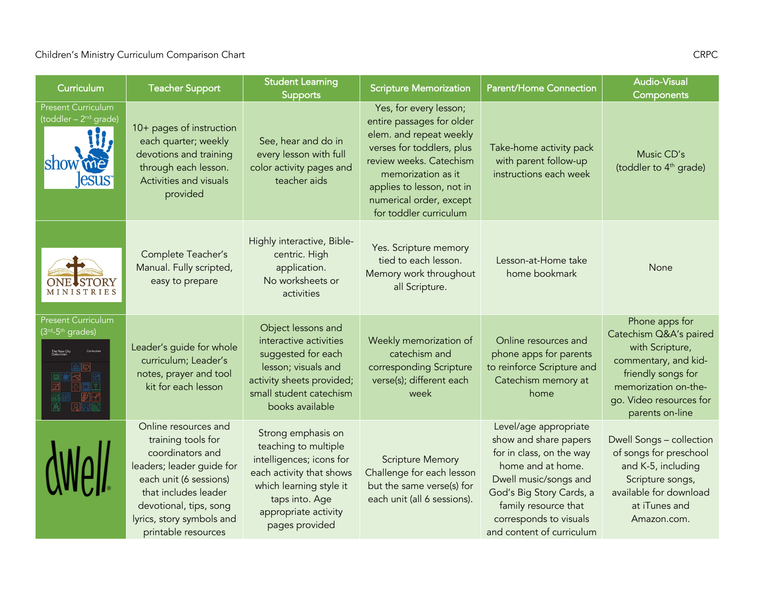Children's Ministry Curriculum Comparison Chart

CRPC

| Curriculum | Teacher Support | Student Learning Supports | Scripture Memorization | Parent/Home Connection | Audio-Visual Components |
|---|---|---|---|---|---|
| Present Curriculum (toddler – 2nd grade) show me Jesus | 10+ pages of instruction each quarter; weekly devotions and training through each lesson. Activities and visuals provided | See, hear and do in every lesson with full color activity pages and teacher aids | Yes, for every lesson; entire passages for older elem. and repeat weekly verses for toddlers, plus review weeks. Catechism memorization as it applies to lesson, not in numerical order, except for toddler curriculum | Take-home activity pack with parent follow-up instructions each week | Music CD's (toddler to 4th grade) |
| ONE STORY MINISTRIES | Complete Teacher's Manual. Fully scripted, easy to prepare | Highly interactive, Bible-centric. High application. No worksheets or activities | Yes. Scripture memory tied to each lesson. Memory work throughout all Scripture. | Lesson-at-Home take home bookmark | None |
| Present Curriculum (3rd-5th grades) The New City Catechism Curriculum | Leader's guide for whole curriculum; Leader's notes, prayer and tool kit for each lesson | Object lessons and interactive activities suggested for each lesson; visuals and activity sheets provided; small student catechism books available | Weekly memorization of catechism and corresponding Scripture verse(s); different each week | Online resources and phone apps for parents to reinforce Scripture and Catechism memory at home | Phone apps for Catechism Q&A's paired with Scripture, commentary, and kid-friendly songs for memorization on-the-go. Video resources for parents on-line |
| dwell | Online resources and training tools for coordinators and leaders; leader guide for each unit (6 sessions) that includes leader devotional, tips, song lyrics, story symbols and printable resources | Strong emphasis on teaching to multiple intelligences; icons for each activity that shows which learning style it taps into. Age appropriate activity pages provided | Scripture Memory Challenge for each lesson but the same verse(s) for each unit (all 6 sessions). | Level/age appropriate show and share papers for in class, on the way home and at home. Dwell music/songs and God's Big Story Cards, a family resource that corresponds to visuals and content of curriculum | Dwell Songs – collection of songs for preschool and K-5, including Scripture songs, available for download at iTunes and Amazon.com. |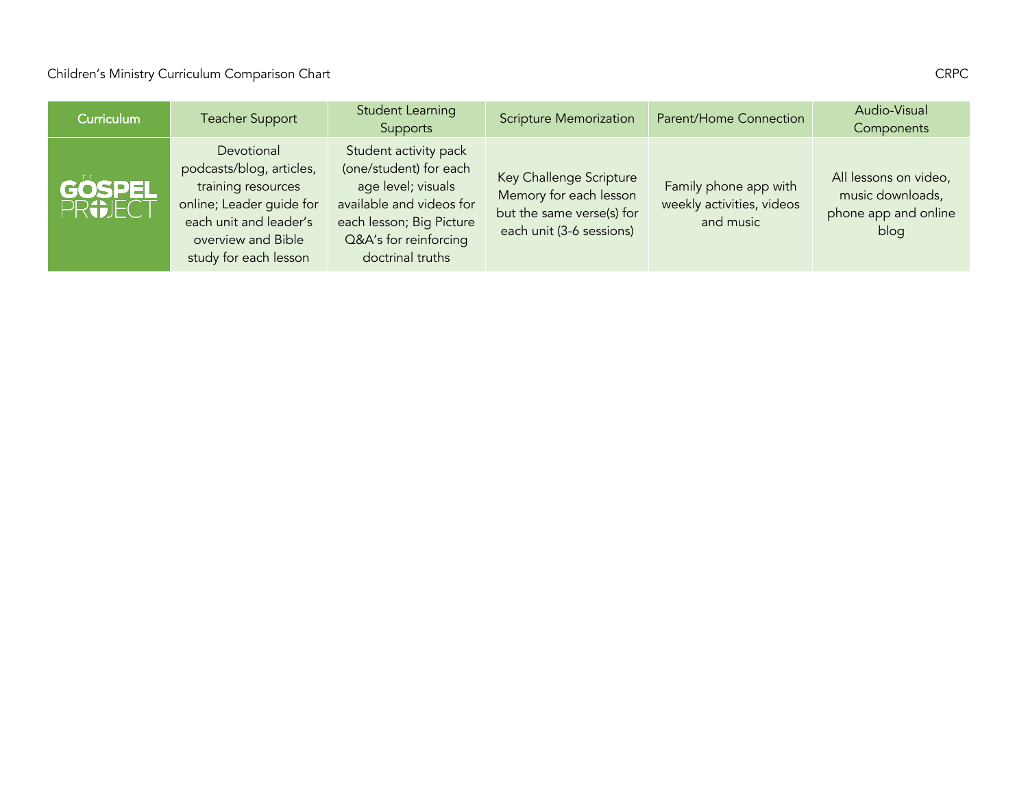| Curriculum | Teacher Support | Student Learning Supports | Scripture Memorization | Parent/Home Connection | Audio-Visual Components |
|---|---|---|---|---|---|
| THE GOSPEL PROJECT | Devotional podcasts/blog, articles, training resources online; Leader guide for each unit and leader's overview and Bible study for each lesson | Student activity pack (one/student) for each age level; visuals available and videos for each lesson; Big Picture Q&A's for reinforcing doctrinal truths | Key Challenge Scripture Memory for each lesson but the same verse(s) for each unit (3-6 sessions) | Family phone app with weekly activities, videos and music | All lessons on video, music downloads, phone app and online blog |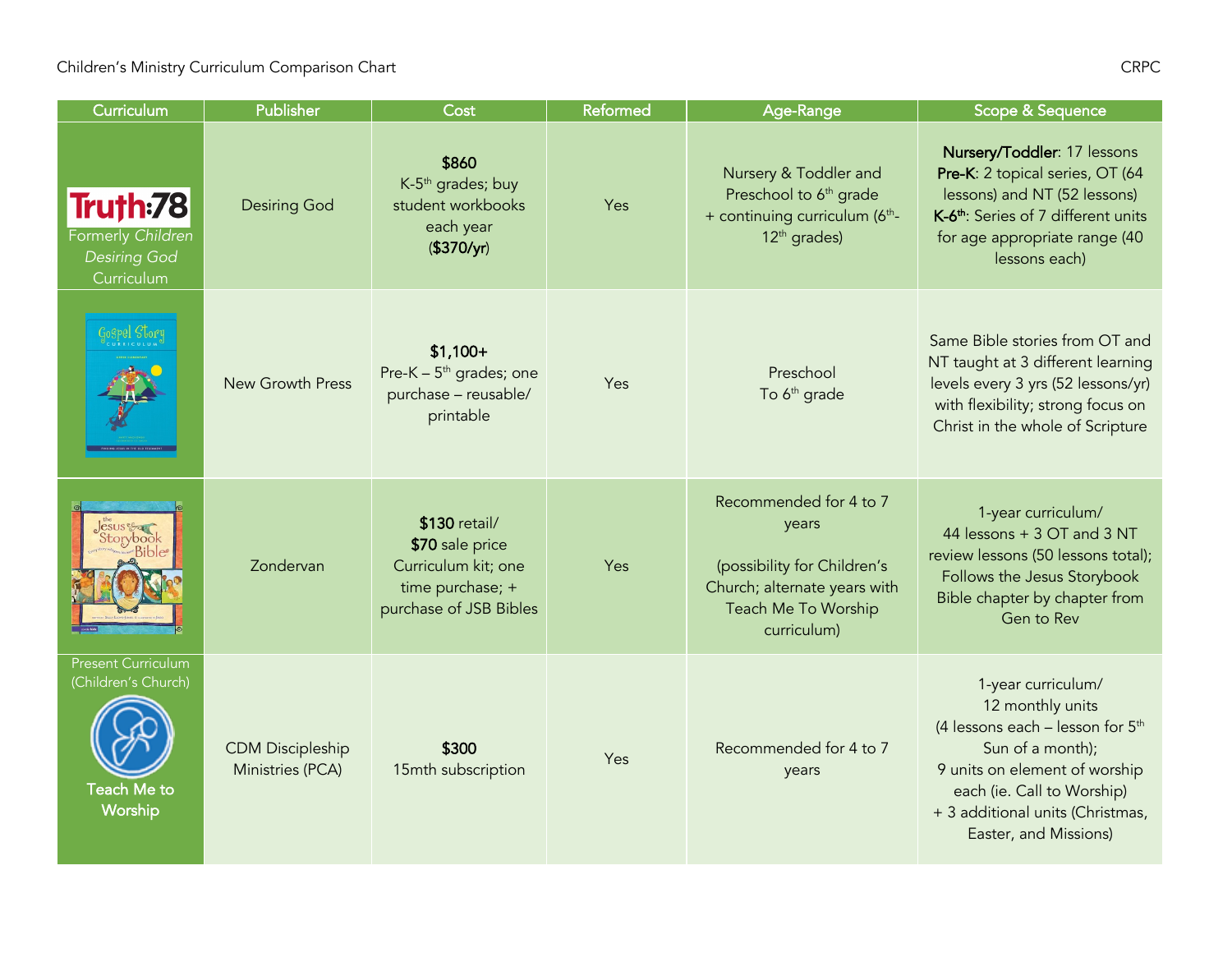Children's Ministry Curriculum Comparison Chart

CRPC

| Curriculum | Publisher | Cost | Reformed | Age-Range | Scope & Sequence |
|---|---|---|---|---|---|
| Truth:78 *Formerly Children Desiring God* Curriculum | Desiring God | **$860** K-5th grades; buy student workbooks each year (**$370/yr**) | Yes | Nursery & Toddler and Preschool to 6th grade + continuing curriculum (6th-12th grades) | **Nursery/Toddler**: 17 lessons **Pre-K**: 2 topical series, OT (64 lessons) and NT (52 lessons) **K-6th**: Series of 7 different units for age appropriate range (40 lessons each) |
| Gospel Story Curriculum | New Growth Press | **$1,100+** Pre-K – 5th grades; one purchase – reusable/ printable | Yes | Preschool To 6th grade | Same Bible stories from OT and NT taught at 3 different learning levels every 3 yrs (52 lessons/yr) with flexibility; strong focus on Christ in the whole of Scripture |
| The Jesus Storybook Bible | Zondervan | **$130** retail/ **$70** sale price Curriculum kit; one time purchase; + purchase of JSB Bibles | Yes | Recommended for 4 to 7 years (possibility for Children's Church; alternate years with Teach Me To Worship curriculum) | 1-year curriculum/ 44 lessons + 3 OT and 3 NT review lessons (50 lessons total); Follows the Jesus Storybook Bible chapter by chapter from Gen to Rev |
| Present Curriculum (Children's Church) **Teach Me to Worship** | CDM Discipleship Ministries (PCA) | **$300** 15mth subscription | Yes | Recommended for 4 to 7 years | 1-year curriculum/ 12 monthly units (4 lessons each – lesson for 5th Sun of a month); 9 units on element of worship each (ie. Call to Worship) + 3 additional units (Christmas, Easter, and Missions) |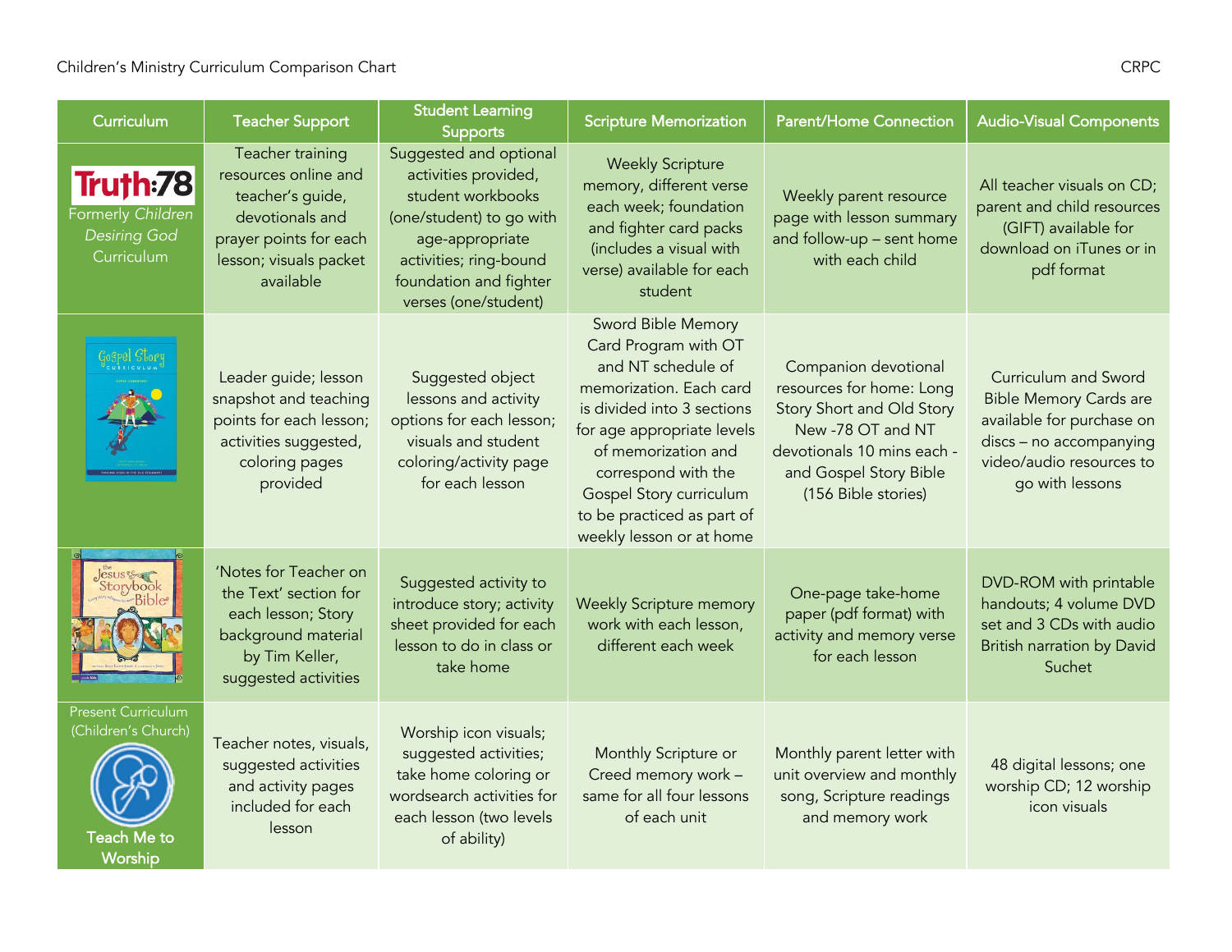Children's Ministry Curriculum Comparison Chart

| Curriculum | Teacher Support | Student Learning Supports | Scripture Memorization | Parent/Home Connection | Audio-Visual Components |
|---|---|---|---|---|---|
| Truth:78 Formerly *Children Desiring God* Curriculum | Teacher training resources online and teacher's guide, devotionals and prayer points for each lesson; visuals packet available | Suggested and optional activities provided, student workbooks (one/student) to go with age-appropriate activities; ring-bound foundation and fighter verses (one/student) | Weekly Scripture memory, different verse each week; foundation and fighter card packs (includes a visual with verse) available for each student | Weekly parent resource page with lesson summary and follow-up – sent home with each child | All teacher visuals on CD; parent and child resources (GIFT) available for download on iTunes or in pdf format |
| Gospel Story Curriculum | Leader guide; lesson snapshot and teaching points for each lesson; activities suggested, coloring pages provided | Suggested object lessons and activity options for each lesson; visuals and student coloring/activity page for each lesson | Sword Bible Memory Card Program with OT and NT schedule of memorization. Each card is divided into 3 sections for age appropriate levels of memorization and correspond with the Gospel Story curriculum to be practiced as part of weekly lesson or at home | Companion devotional resources for home: Long Story Short and Old Story New -78 OT and NT devotionals 10 mins each - and Gospel Story Bible (156 Bible stories) | Curriculum and Sword Bible Memory Cards are available for purchase on discs – no accompanying video/audio resources to go with lessons |
| The Jesus Storybook Bible | 'Notes for Teacher on the Text' section for each lesson; Story background material by Tim Keller, suggested activities | Suggested activity to introduce story; activity sheet provided for each lesson to do in class or take home | Weekly Scripture memory work with each lesson, different each week | One-page take-home paper (pdf format) with activity and memory verse for each lesson | DVD-ROM with printable handouts; 4 volume DVD set and 3 CDs with audio British narration by David Suchet |
| Present Curriculum (Children's Church) Teach Me to Worship | Teacher notes, visuals, suggested activities and activity pages included for each lesson | Worship icon visuals; suggested activities; take home coloring or wordsearch activities for each lesson (two levels of ability) | Monthly Scripture or Creed memory work – same for all four lessons of each unit | Monthly parent letter with unit overview and monthly song, Scripture readings and memory work | 48 digital lessons; one worship CD; 12 worship icon visuals |